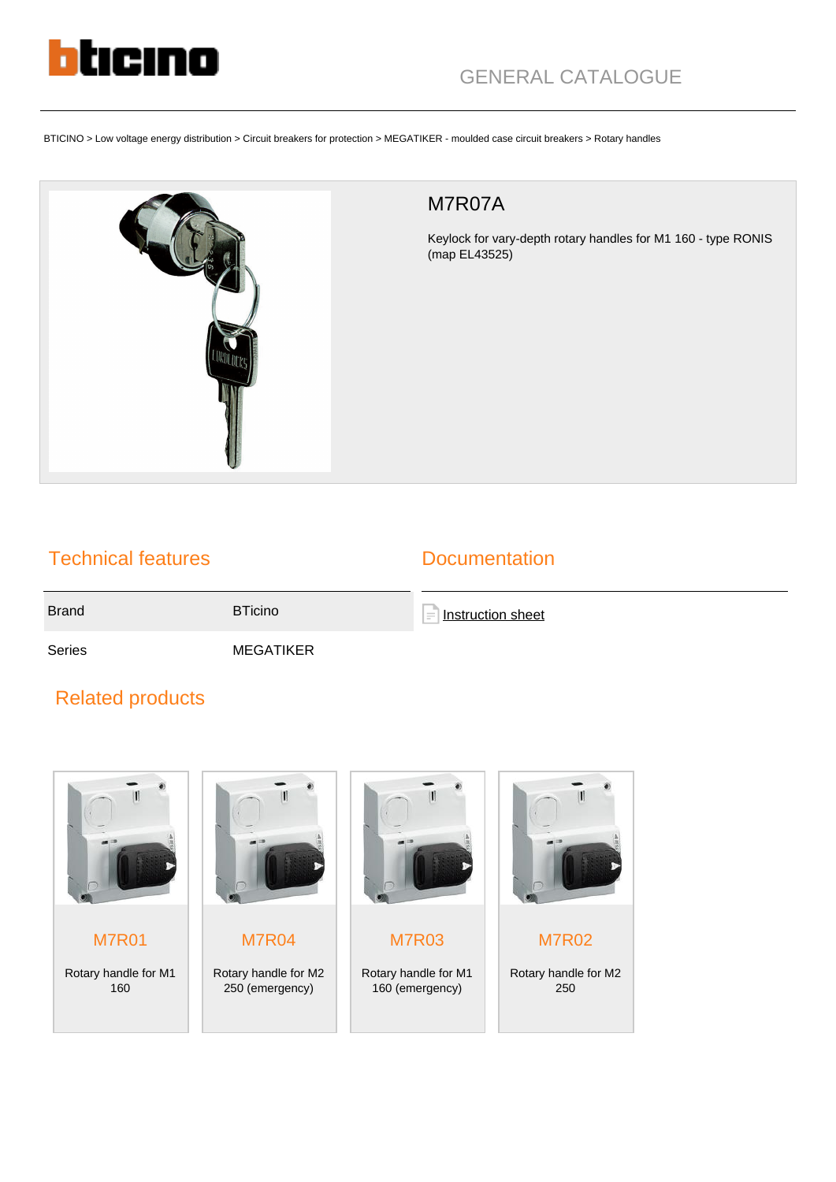GENERAL CATALOGUE

BTICINO > Low voltage energy distribution > Circuit breakers for protection > MEGATIKER - moulded case circuit breakers > Rotary handles

# M7R07A

Keylock for vary-depth rotary handles for M1 160 - type RONIS (map EL43525)

## Technical features

| | |
|---|---|
| Brand | BTicino |
| Series | MEGATIKER |

## Documentation

Instruction sheet

## Related products

**M7R01**
Rotary handle for M1 160

**M7R04**
Rotary handle for M2 250 (emergency)

**M7R03**
Rotary handle for M1 160 (emergency)

**M7R02**
Rotary handle for M2 250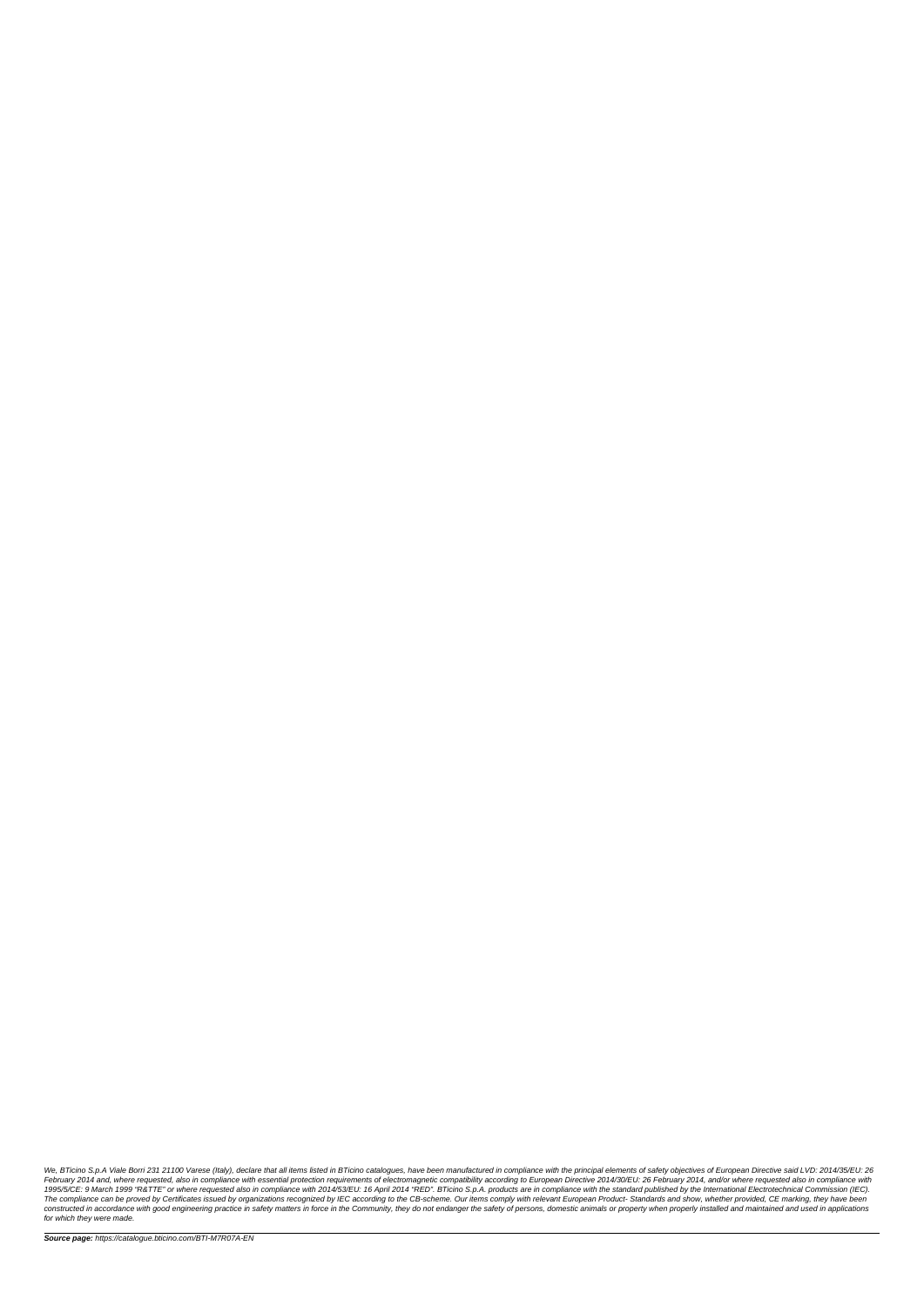*We, BTicino S.p.A Viale Borri 231 21100 Varese (Italy), declare that all items listed in BTicino catalogues, have been manufactured in compliance with the principal elements of safety objectives of European Directive said LVD: 2014/35/EU: 26 February 2014 and, where requested, also in compliance with essential protection requirements of electromagnetic compatibility according to European Directive 2014/30/EU: 26 February 2014, and/or where requested also in compliance with 1995/5/CE: 9 March 1999 "R&TTE" or where requested also in compliance with 2014/53/EU: 16 April 2014 "RED". BTicino S.p.A. products are in compliance with the standard published by the International Electrotechnical Commission (IEC). The compliance can be proved by Certificates issued by organizations recognized by IEC according to the CB-scheme. Our items comply with relevant European Product- Standards and show, whether provided, CE marking, they have been constructed in accordance with good engineering practice in safety matters in force in the Community, they do not endanger the safety of persons, domestic animals or property when properly installed and maintained and used in applications for which they were made.*

**Source page:** *https://catalogue.bticino.com/BTI-M7R07A-EN*